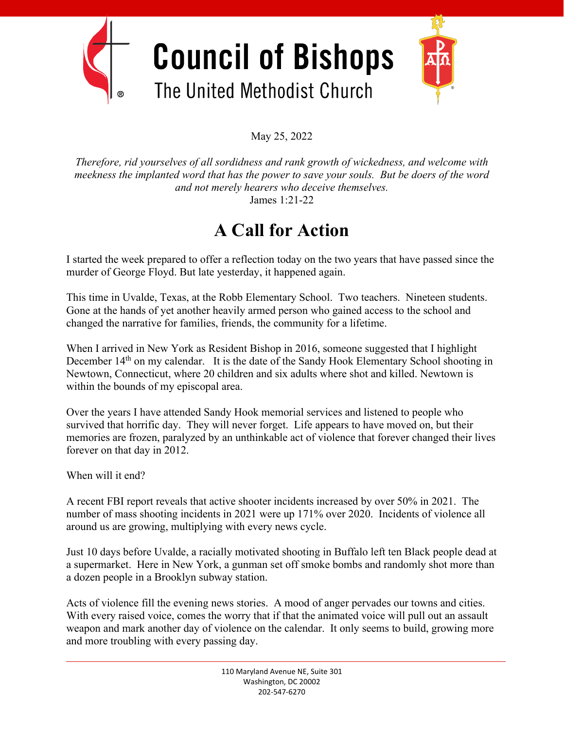# Council of Bishops

## The United Methodist Church

May 25, 2022

*Therefore, rid yourselves of all sordidness and rank growth of wickedness, and welcome with meekness the implanted word that has the power to save your souls. But be doers of the word and not merely hearers who deceive themselves.*
James 1:21-22

# A Call for Action

I started the week prepared to offer a reflection today on the two years that have passed since the murder of George Floyd. But late yesterday, it happened again.

This time in Uvalde, Texas, at the Robb Elementary School. Two teachers. Nineteen students. Gone at the hands of yet another heavily armed person who gained access to the school and changed the narrative for families, friends, the community for a lifetime.

When I arrived in New York as Resident Bishop in 2016, someone suggested that I highlight December 14th on my calendar. It is the date of the Sandy Hook Elementary School shooting in Newtown, Connecticut, where 20 children and six adults where shot and killed. Newtown is within the bounds of my episcopal area.

Over the years I have attended Sandy Hook memorial services and listened to people who survived that horrific day. They will never forget. Life appears to have moved on, but their memories are frozen, paralyzed by an unthinkable act of violence that forever changed their lives forever on that day in 2012.

When will it end?

A recent FBI report reveals that active shooter incidents increased by over 50% in 2021. The number of mass shooting incidents in 2021 were up 171% over 2020. Incidents of violence all around us are growing, multiplying with every news cycle.

Just 10 days before Uvalde, a racially motivated shooting in Buffalo left ten Black people dead at a supermarket. Here in New York, a gunman set off smoke bombs and randomly shot more than a dozen people in a Brooklyn subway station.

Acts of violence fill the evening news stories. A mood of anger pervades our towns and cities. With every raised voice, comes the worry that if that the animated voice will pull out an assault weapon and mark another day of violence on the calendar. It only seems to build, growing more and more troubling with every passing day.

110 Maryland Avenue NE, Suite 301
Washington, DC 20002
202-547-6270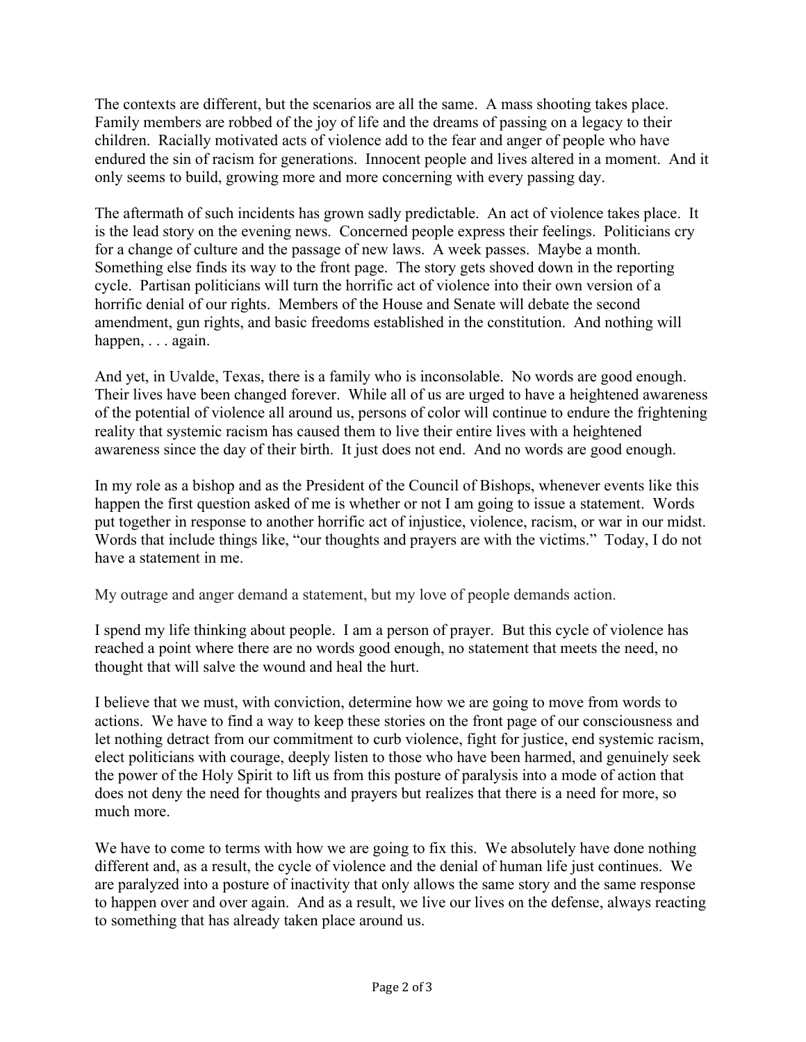The contexts are different, but the scenarios are all the same. A mass shooting takes place. Family members are robbed of the joy of life and the dreams of passing on a legacy to their children. Racially motivated acts of violence add to the fear and anger of people who have endured the sin of racism for generations. Innocent people and lives altered in a moment. And it only seems to build, growing more and more concerning with every passing day.

The aftermath of such incidents has grown sadly predictable. An act of violence takes place. It is the lead story on the evening news. Concerned people express their feelings. Politicians cry for a change of culture and the passage of new laws. A week passes. Maybe a month. Something else finds its way to the front page. The story gets shoved down in the reporting cycle. Partisan politicians will turn the horrific act of violence into their own version of a horrific denial of our rights. Members of the House and Senate will debate the second amendment, gun rights, and basic freedoms established in the constitution. And nothing will happen, . . . again.

And yet, in Uvalde, Texas, there is a family who is inconsolable. No words are good enough. Their lives have been changed forever. While all of us are urged to have a heightened awareness of the potential of violence all around us, persons of color will continue to endure the frightening reality that systemic racism has caused them to live their entire lives with a heightened awareness since the day of their birth. It just does not end. And no words are good enough.

In my role as a bishop and as the President of the Council of Bishops, whenever events like this happen the first question asked of me is whether or not I am going to issue a statement. Words put together in response to another horrific act of injustice, violence, racism, or war in our midst. Words that include things like, "our thoughts and prayers are with the victims." Today, I do not have a statement in me.

My outrage and anger demand a statement, but my love of people demands action.

I spend my life thinking about people. I am a person of prayer. But this cycle of violence has reached a point where there are no words good enough, no statement that meets the need, no thought that will salve the wound and heal the hurt.

I believe that we must, with conviction, determine how we are going to move from words to actions. We have to find a way to keep these stories on the front page of our consciousness and let nothing detract from our commitment to curb violence, fight for justice, end systemic racism, elect politicians with courage, deeply listen to those who have been harmed, and genuinely seek the power of the Holy Spirit to lift us from this posture of paralysis into a mode of action that does not deny the need for thoughts and prayers but realizes that there is a need for more, so much more.

We have to come to terms with how we are going to fix this. We absolutely have done nothing different and, as a result, the cycle of violence and the denial of human life just continues. We are paralyzed into a posture of inactivity that only allows the same story and the same response to happen over and over again. And as a result, we live our lives on the defense, always reacting to something that has already taken place around us.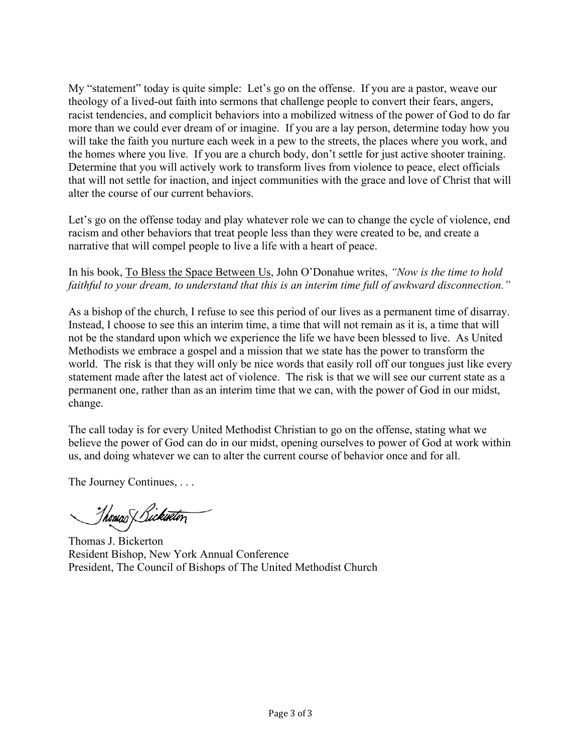My "statement" today is quite simple: Let's go on the offense. If you are a pastor, weave our theology of a lived-out faith into sermons that challenge people to convert their fears, angers, racist tendencies, and complicit behaviors into a mobilized witness of the power of God to do far more than we could ever dream of or imagine. If you are a lay person, determine today how you will take the faith you nurture each week in a pew to the streets, the places where you work, and the homes where you live. If you are a church body, don't settle for just active shooter training. Determine that you will actively work to transform lives from violence to peace, elect officials that will not settle for inaction, and inject communities with the grace and love of Christ that will alter the course of our current behaviors.

Let's go on the offense today and play whatever role we can to change the cycle of violence, end racism and other behaviors that treat people less than they were created to be, and create a narrative that will compel people to live a life with a heart of peace.

In his book, <u>To Bless the Space Between Us</u>, John O'Donahue writes, *"Now is the time to hold faithful to your dream, to understand that this is an interim time full of awkward disconnection."*

As a bishop of the church, I refuse to see this period of our lives as a permanent time of disarray. Instead, I choose to see this an interim time, a time that will not remain as it is, a time that will not be the standard upon which we experience the life we have been blessed to live. As United Methodists we embrace a gospel and a mission that we state has the power to transform the world. The risk is that they will only be nice words that easily roll off our tongues just like every statement made after the latest act of violence. The risk is that we will see our current state as a permanent one, rather than as an interim time that we can, with the power of God in our midst, change.

The call today is for every United Methodist Christian to go on the offense, stating what we believe the power of God can do in our midst, opening ourselves to power of God at work within us, and doing whatever we can to alter the current course of behavior once and for all.

The Journey Continues, . . .

Thomas J. Bickerton

Thomas J. Bickerton
Resident Bishop, New York Annual Conference
President, The Council of Bishops of The United Methodist Church